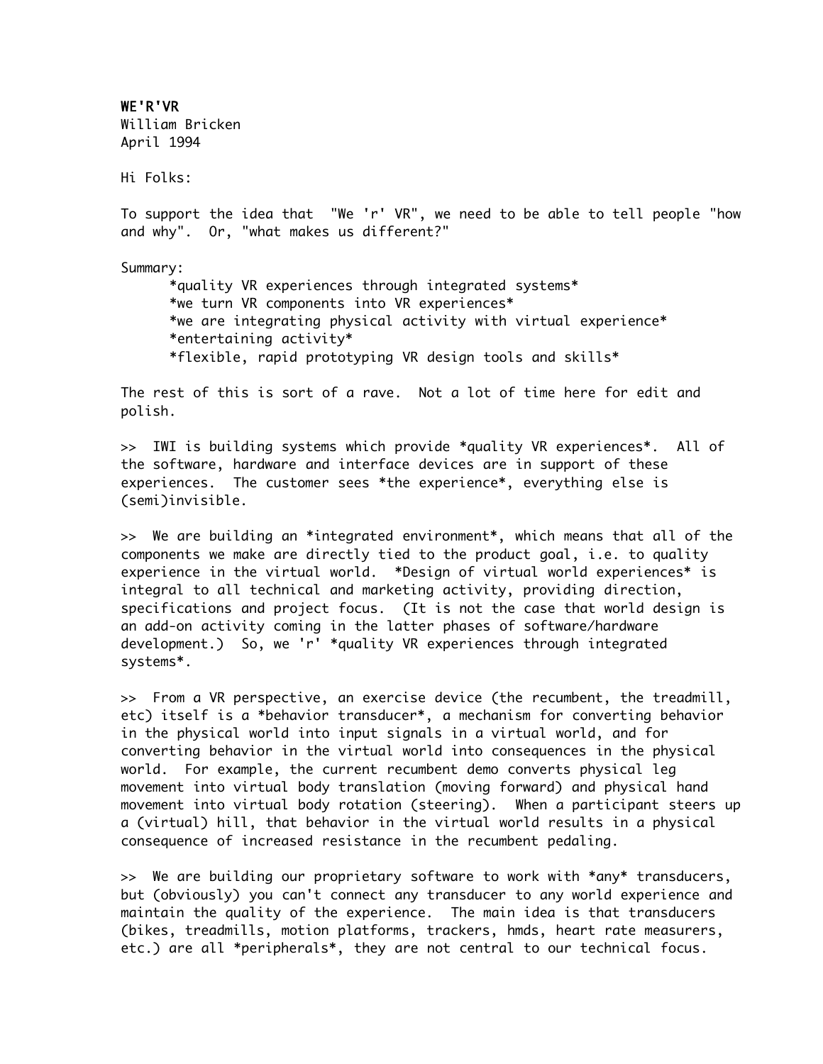**WE'R'VR**
William Bricken
April 1994

Hi Folks:

To support the idea that "We 'r' VR", we need to be able to tell people "how and why". Or, "what makes us different?"

Summary:

- *quality VR experiences through integrated systems*
- *we turn VR components into VR experiences*
- *we are integrating physical activity with virtual experience*
- *entertaining activity*
- *flexible, rapid prototyping VR design tools and skills*

The rest of this is sort of a rave. Not a lot of time here for edit and polish.

>> IWI is building systems which provide *quality VR experiences*. All of the software, hardware and interface devices are in support of these experiences. The customer sees *the experience*, everything else is (semi)invisible.

>> We are building an *integrated environment*, which means that all of the components we make are directly tied to the product goal, i.e. to quality experience in the virtual world. *Design of virtual world experiences* is integral to all technical and marketing activity, providing direction, specifications and project focus. (It is not the case that world design is an add-on activity coming in the latter phases of software/hardware development.) So, we 'r' *quality VR experiences through integrated systems*.

>> From a VR perspective, an exercise device (the recumbent, the treadmill, etc) itself is a *behavior transducer*, a mechanism for converting behavior in the physical world into input signals in a virtual world, and for converting behavior in the virtual world into consequences in the physical world. For example, the current recumbent demo converts physical leg movement into virtual body translation (moving forward) and physical hand movement into virtual body rotation (steering). When a participant steers up a (virtual) hill, that behavior in the virtual world results in a physical consequence of increased resistance in the recumbent pedaling.

>> We are building our proprietary software to work with *any* transducers, but (obviously) you can't connect any transducer to any world experience and maintain the quality of the experience. The main idea is that transducers (bikes, treadmills, motion platforms, trackers, hmds, heart rate measurers, etc.) are all *peripherals*, they are not central to our technical focus.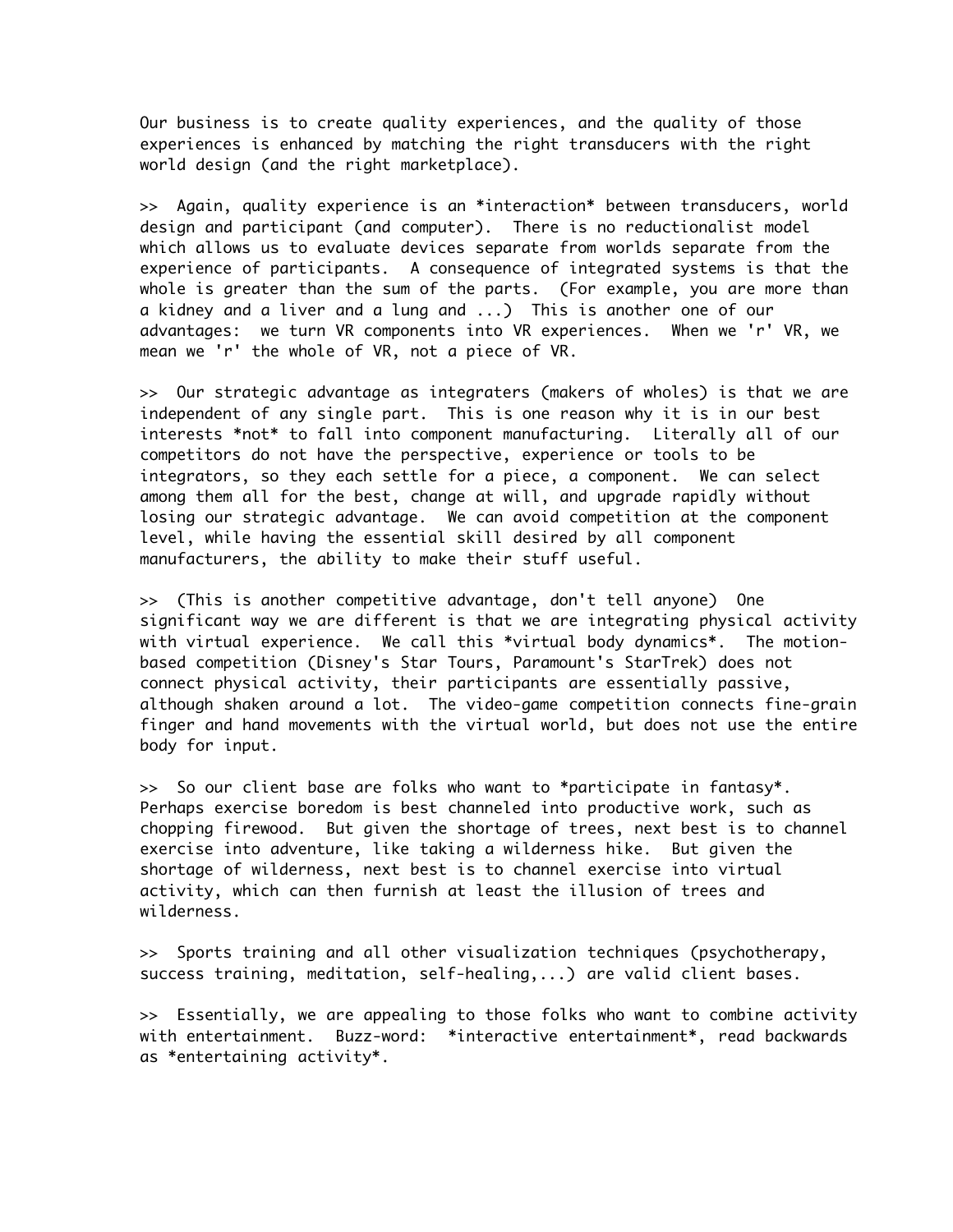Our business is to create quality experiences, and the quality of those experiences is enhanced by matching the right transducers with the right world design (and the right marketplace).

>> Again, quality experience is an *interaction* between transducers, world design and participant (and computer). There is no reductionalist model which allows us to evaluate devices separate from worlds separate from the experience of participants. A consequence of integrated systems is that the whole is greater than the sum of the parts. (For example, you are more than a kidney and a liver and a lung and ...) This is another one of our advantages: we turn VR components into VR experiences. When we 'r' VR, we mean we 'r' the whole of VR, not a piece of VR.

>> Our strategic advantage as integraters (makers of wholes) is that we are independent of any single part. This is one reason why it is in our best interests *not* to fall into component manufacturing. Literally all of our competitors do not have the perspective, experience or tools to be integrators, so they each settle for a piece, a component. We can select among them all for the best, change at will, and upgrade rapidly without losing our strategic advantage. We can avoid competition at the component level, while having the essential skill desired by all component manufacturers, the ability to make their stuff useful.

>> (This is another competitive advantage, don't tell anyone) One significant way we are different is that we are integrating physical activity with virtual experience. We call this *virtual body dynamics*. The motion-based competition (Disney's Star Tours, Paramount's StarTrek) does not connect physical activity, their participants are essentially passive, although shaken around a lot. The video-game competition connects fine-grain finger and hand movements with the virtual world, but does not use the entire body for input.

>> So our client base are folks who want to *participate in fantasy*. Perhaps exercise boredom is best channeled into productive work, such as chopping firewood. But given the shortage of trees, next best is to channel exercise into adventure, like taking a wilderness hike. But given the shortage of wilderness, next best is to channel exercise into virtual activity, which can then furnish at least the illusion of trees and wilderness.

>> Sports training and all other visualization techniques (psychotherapy, success training, meditation, self-healing,...) are valid client bases.

>> Essentially, we are appealing to those folks who want to combine activity with entertainment. Buzz-word: *interactive entertainment*, read backwards as *entertaining activity*.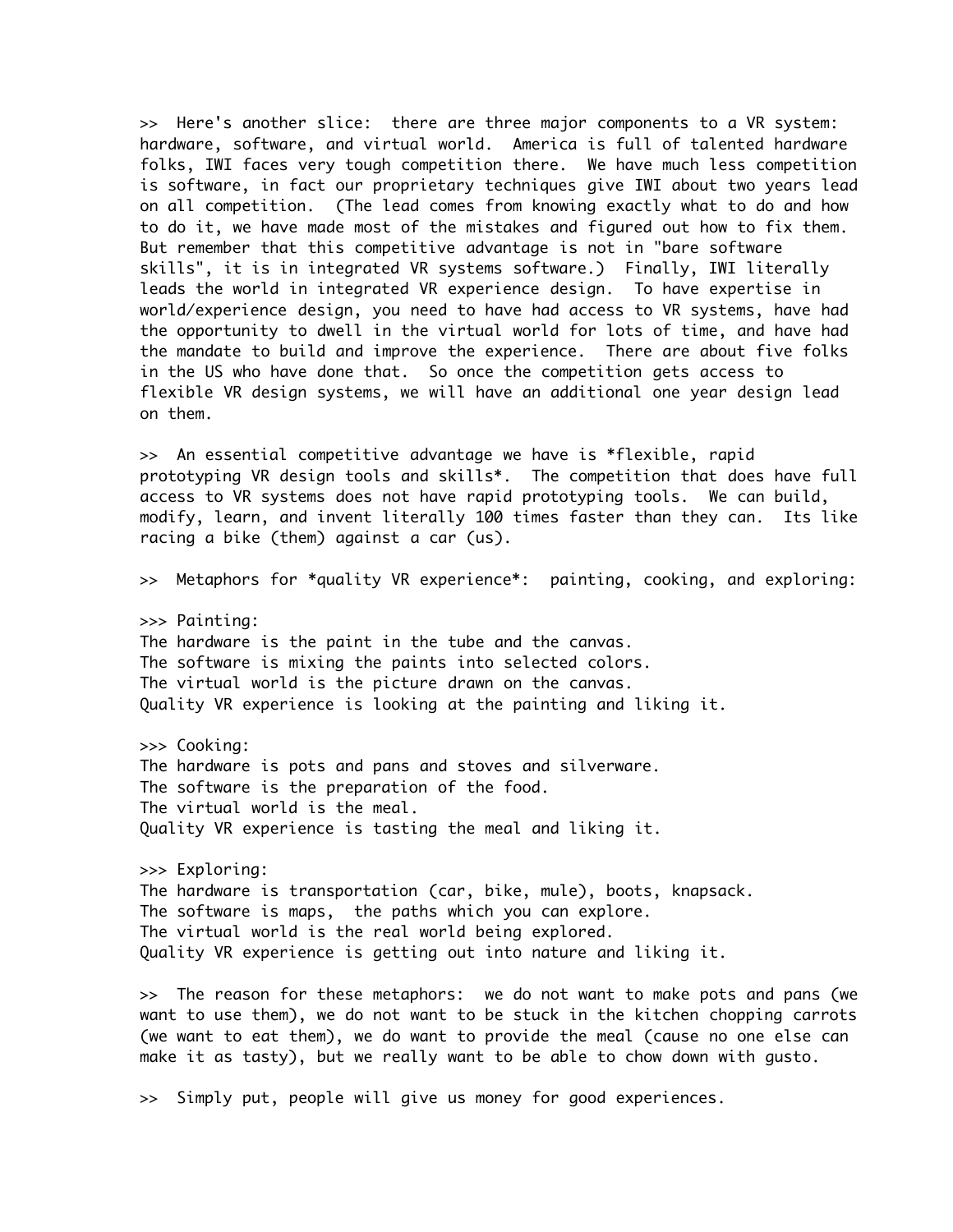>>  Here's another slice:  there are three major components to a VR system: hardware, software, and virtual world.  America is full of talented hardware folks, IWI faces very tough competition there.  We have much less competition is software, in fact our proprietary techniques give IWI about two years lead on all competition.  (The lead comes from knowing exactly what to do and how to do it, we have made most of the mistakes and figured out how to fix them. But remember that this competitive advantage is not in "bare software skills", it is in integrated VR systems software.)  Finally, IWI literally leads the world in integrated VR experience design.  To have expertise in world/experience design, you need to have had access to VR systems, have had the opportunity to dwell in the virtual world for lots of time, and have had the mandate to build and improve the experience.  There are about five folks in the US who have done that.  So once the competition gets access to flexible VR design systems, we will have an additional one year design lead on them.

>>  An essential competitive advantage we have is *flexible, rapid prototyping VR design tools and skills*.  The competition that does have full access to VR systems does not have rapid prototyping tools.  We can build, modify, learn, and invent literally 100 times faster than they can.  Its like racing a bike (them) against a car (us).

>>  Metaphors for *quality VR experience*:  painting, cooking, and exploring:

>>> Painting:
The hardware is the paint in the tube and the canvas.
The software is mixing the paints into selected colors.
The virtual world is the picture drawn on the canvas.
Quality VR experience is looking at the painting and liking it.

>>> Cooking:
The hardware is pots and pans and stoves and silverware.
The software is the preparation of the food.
The virtual world is the meal.
Quality VR experience is tasting the meal and liking it.

>>> Exploring:
The hardware is transportation (car, bike, mule), boots, knapsack.
The software is maps,  the paths which you can explore.
The virtual world is the real world being explored.
Quality VR experience is getting out into nature and liking it.

>>  The reason for these metaphors:  we do not want to make pots and pans (we want to use them), we do not want to be stuck in the kitchen chopping carrots (we want to eat them), we do want to provide the meal (cause no one else can make it as tasty), but we really want to be able to chow down with gusto.

>>  Simply put, people will give us money for good experiences.